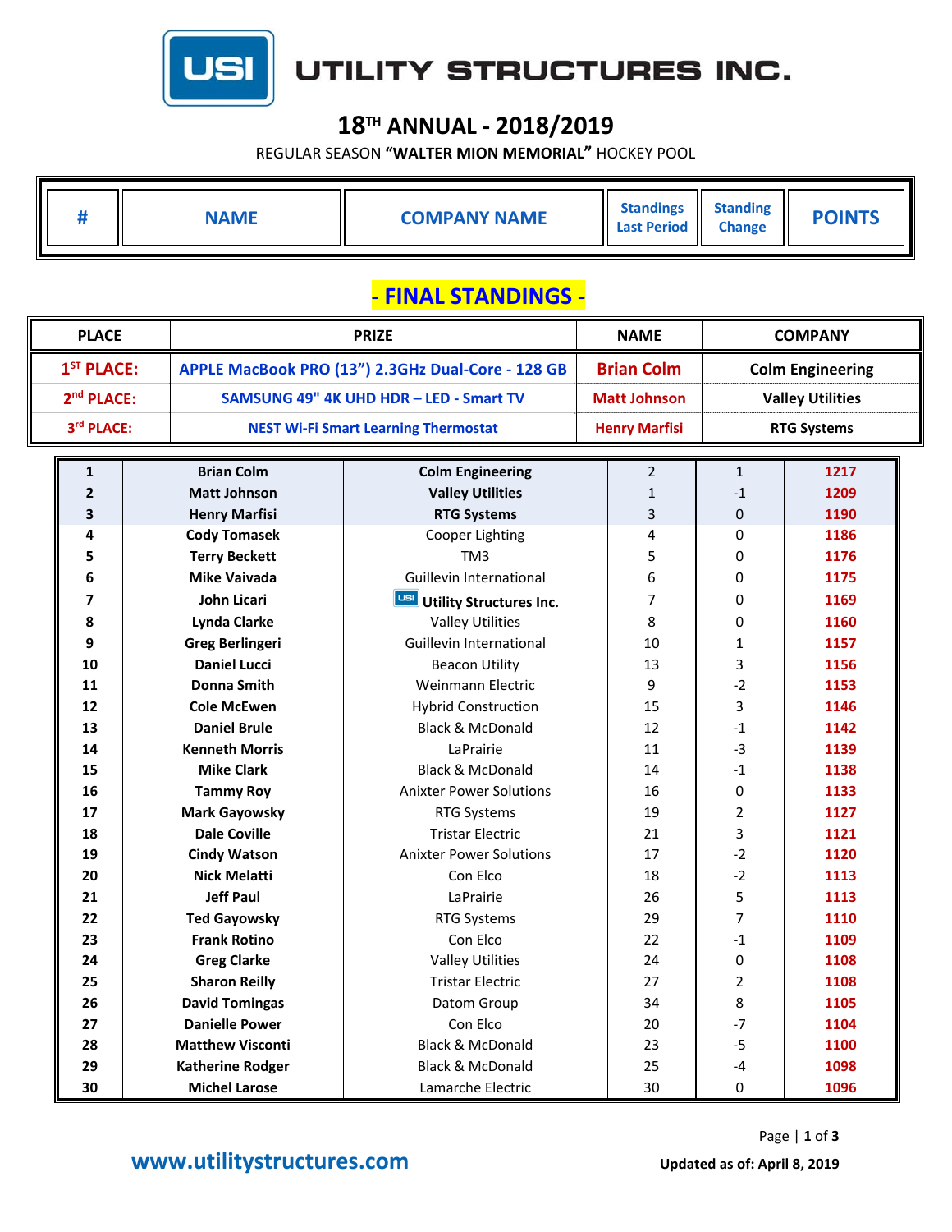# UTILITY STRUCTURES INC.

## 18TH ANNUAL - 2018/2019

REGULAR SEASON **"WALTER MION MEMORIAL"** HOCKEY POOL

## - FINAL STANDINGS -

| PLACE | PRIZE | NAME | COMPANY |
|---|---|---|---|
| 1ST PLACE: | APPLE MacBook PRO (13") 2.3GHz Dual-Core - 128 GB | Brian Colm | Colm Engineering |
| 2nd PLACE: | SAMSUNG 49" 4K UHD HDR – LED - Smart TV | Matt Johnson | Valley Utilities |
| 3rd PLACE: | NEST Wi-Fi Smart Learning Thermostat | Henry Marfisi | RTG Systems |

| # | NAME | COMPANY NAME | Standings Last Period | Standing Change | POINTS |
|---|---|---|---|---|---|
| 1 | Brian Colm | Colm Engineering | 2 | 1 | 1217 |
| 2 | Matt Johnson | Valley Utilities | 1 | -1 | 1209 |
| 3 | Henry Marfisi | RTG Systems | 3 | 0 | 1190 |
| 4 | Cody Tomasek | Cooper Lighting | 4 | 0 | 1186 |
| 5 | Terry Beckett | TM3 | 5 | 0 | 1176 |
| 6 | Mike Vaivada | Guillevin International | 6 | 0 | 1175 |
| 7 | John Licari | Utility Structures Inc. | 7 | 0 | 1169 |
| 8 | Lynda Clarke | Valley Utilities | 8 | 0 | 1160 |
| 9 | Greg Berlingeri | Guillevin International | 10 | 1 | 1157 |
| 10 | Daniel Lucci | Beacon Utility | 13 | 3 | 1156 |
| 11 | Donna Smith | Weinmann Electric | 9 | -2 | 1153 |
| 12 | Cole McEwen | Hybrid Construction | 15 | 3 | 1146 |
| 13 | Daniel Brule | Black & McDonald | 12 | -1 | 1142 |
| 14 | Kenneth Morris | LaPrairie | 11 | -3 | 1139 |
| 15 | Mike Clark | Black & McDonald | 14 | -1 | 1138 |
| 16 | Tammy Roy | Anixter Power Solutions | 16 | 0 | 1133 |
| 17 | Mark Gayowsky | RTG Systems | 19 | 2 | 1127 |
| 18 | Dale Coville | Tristar Electric | 21 | 3 | 1121 |
| 19 | Cindy Watson | Anixter Power Solutions | 17 | -2 | 1120 |
| 20 | Nick Melatti | Con Elco | 18 | -2 | 1113 |
| 21 | Jeff Paul | LaPrairie | 26 | 5 | 1113 |
| 22 | Ted Gayowsky | RTG Systems | 29 | 7 | 1110 |
| 23 | Frank Rotino | Con Elco | 22 | -1 | 1109 |
| 24 | Greg Clarke | Valley Utilities | 24 | 0 | 1108 |
| 25 | Sharon Reilly | Tristar Electric | 27 | 2 | 1108 |
| 26 | David Tomingas | Datom Group | 34 | 8 | 1105 |
| 27 | Danielle Power | Con Elco | 20 | -7 | 1104 |
| 28 | Matthew Visconti | Black & McDonald | 23 | -5 | 1100 |
| 29 | Katherine Rodger | Black & McDonald | 25 | -4 | 1098 |
| 30 | Michel Larose | Lamarche Electric | 30 | 0 | 1096 |

www.utilitystructures.com

Updated as of: April 8, 2019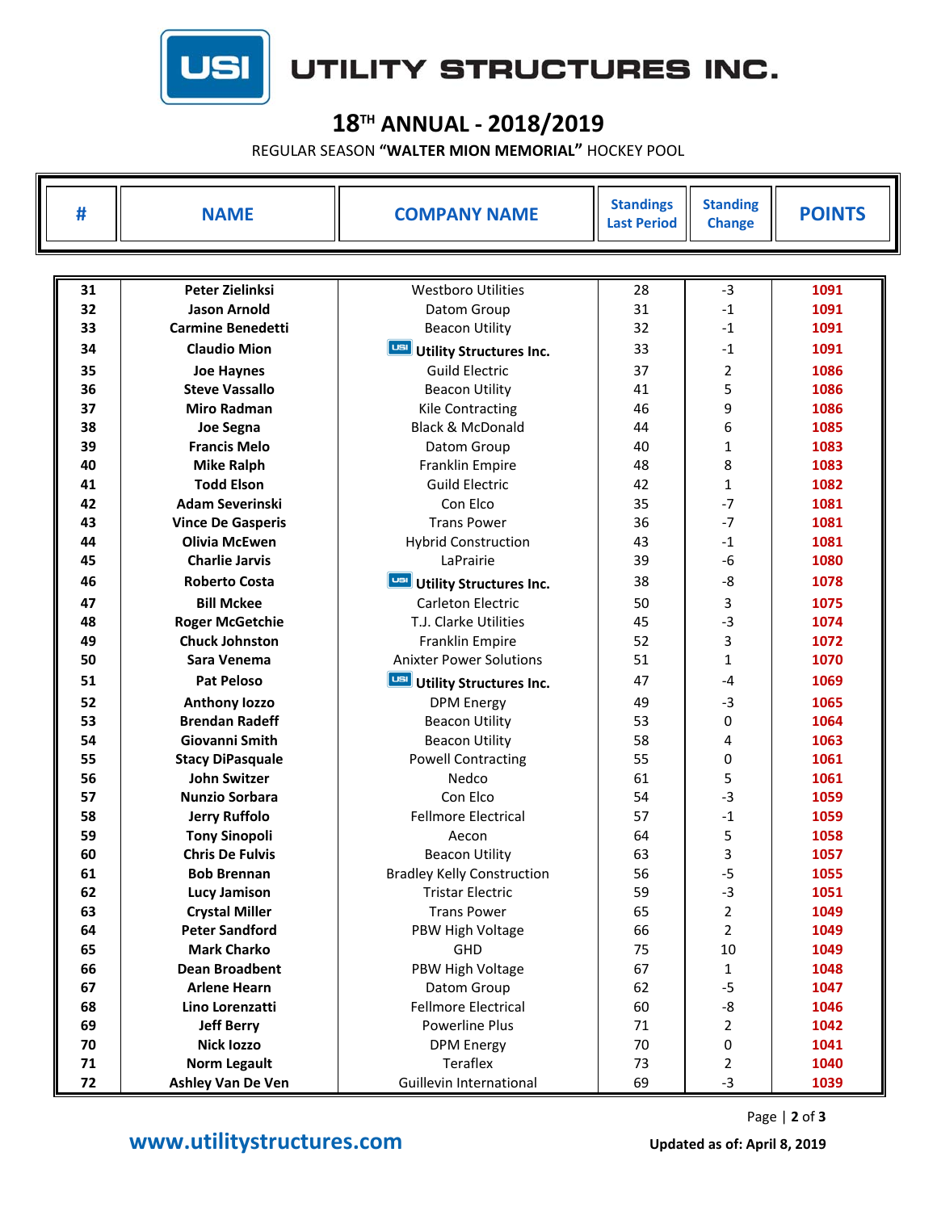USI UTILITY STRUCTURES INC.

# 18TH ANNUAL - 2018/2019

REGULAR SEASON **"WALTER MION MEMORIAL"** HOCKEY POOL

| # | NAME | COMPANY NAME | Standings Last Period | Standing Change | POINTS |
|---|---|---|---|---|---|
| 31 | Peter Zielinksi | Westboro Utilities | 28 | -3 | 1091 |
| 32 | Jason Arnold | Datom Group | 31 | -1 | 1091 |
| 33 | Carmine Benedetti | Beacon Utility | 32 | -1 | 1091 |
| 34 | Claudio Mion | Utility Structures Inc. | 33 | -1 | 1091 |
| 35 | Joe Haynes | Guild Electric | 37 | 2 | 1086 |
| 36 | Steve Vassallo | Beacon Utility | 41 | 5 | 1086 |
| 37 | Miro Radman | Kile Contracting | 46 | 9 | 1086 |
| 38 | Joe Segna | Black & McDonald | 44 | 6 | 1085 |
| 39 | Francis Melo | Datom Group | 40 | 1 | 1083 |
| 40 | Mike Ralph | Franklin Empire | 48 | 8 | 1083 |
| 41 | Todd Elson | Guild Electric | 42 | 1 | 1082 |
| 42 | Adam Severinski | Con Elco | 35 | -7 | 1081 |
| 43 | Vince De Gasperis | Trans Power | 36 | -7 | 1081 |
| 44 | Olivia McEwen | Hybrid Construction | 43 | -1 | 1081 |
| 45 | Charlie Jarvis | LaPrairie | 39 | -6 | 1080 |
| 46 | Roberto Costa | Utility Structures Inc. | 38 | -8 | 1078 |
| 47 | Bill Mckee | Carleton Electric | 50 | 3 | 1075 |
| 48 | Roger McGetchie | T.J. Clarke Utilities | 45 | -3 | 1074 |
| 49 | Chuck Johnston | Franklin Empire | 52 | 3 | 1072 |
| 50 | Sara Venema | Anixter Power Solutions | 51 | 1 | 1070 |
| 51 | Pat Peloso | Utility Structures Inc. | 47 | -4 | 1069 |
| 52 | Anthony Iozzo | DPM Energy | 49 | -3 | 1065 |
| 53 | Brendan Radeff | Beacon Utility | 53 | 0 | 1064 |
| 54 | Giovanni Smith | Beacon Utility | 58 | 4 | 1063 |
| 55 | Stacy DiPasquale | Powell Contracting | 55 | 0 | 1061 |
| 56 | John Switzer | Nedco | 61 | 5 | 1061 |
| 57 | Nunzio Sorbara | Con Elco | 54 | -3 | 1059 |
| 58 | Jerry Ruffolo | Fellmore Electrical | 57 | -1 | 1059 |
| 59 | Tony Sinopoli | Aecon | 64 | 5 | 1058 |
| 60 | Chris De Fulvis | Beacon Utility | 63 | 3 | 1057 |
| 61 | Bob Brennan | Bradley Kelly Construction | 56 | -5 | 1055 |
| 62 | Lucy Jamison | Tristar Electric | 59 | -3 | 1051 |
| 63 | Crystal Miller | Trans Power | 65 | 2 | 1049 |
| 64 | Peter Sandford | PBW High Voltage | 66 | 2 | 1049 |
| 65 | Mark Charko | GHD | 75 | 10 | 1049 |
| 66 | Dean Broadbent | PBW High Voltage | 67 | 1 | 1048 |
| 67 | Arlene Hearn | Datom Group | 62 | -5 | 1047 |
| 68 | Lino Lorenzatti | Fellmore Electrical | 60 | -8 | 1046 |
| 69 | Jeff Berry | Powerline Plus | 71 | 2 | 1042 |
| 70 | Nick Iozzo | DPM Energy | 70 | 0 | 1041 |
| 71 | Norm Legault | Teraflex | 73 | 2 | 1040 |
| 72 | Ashley Van De Ven | Guillevin International | 69 | -3 | 1039 |

www.utilitystructures.com

Updated as of: April 8, 2019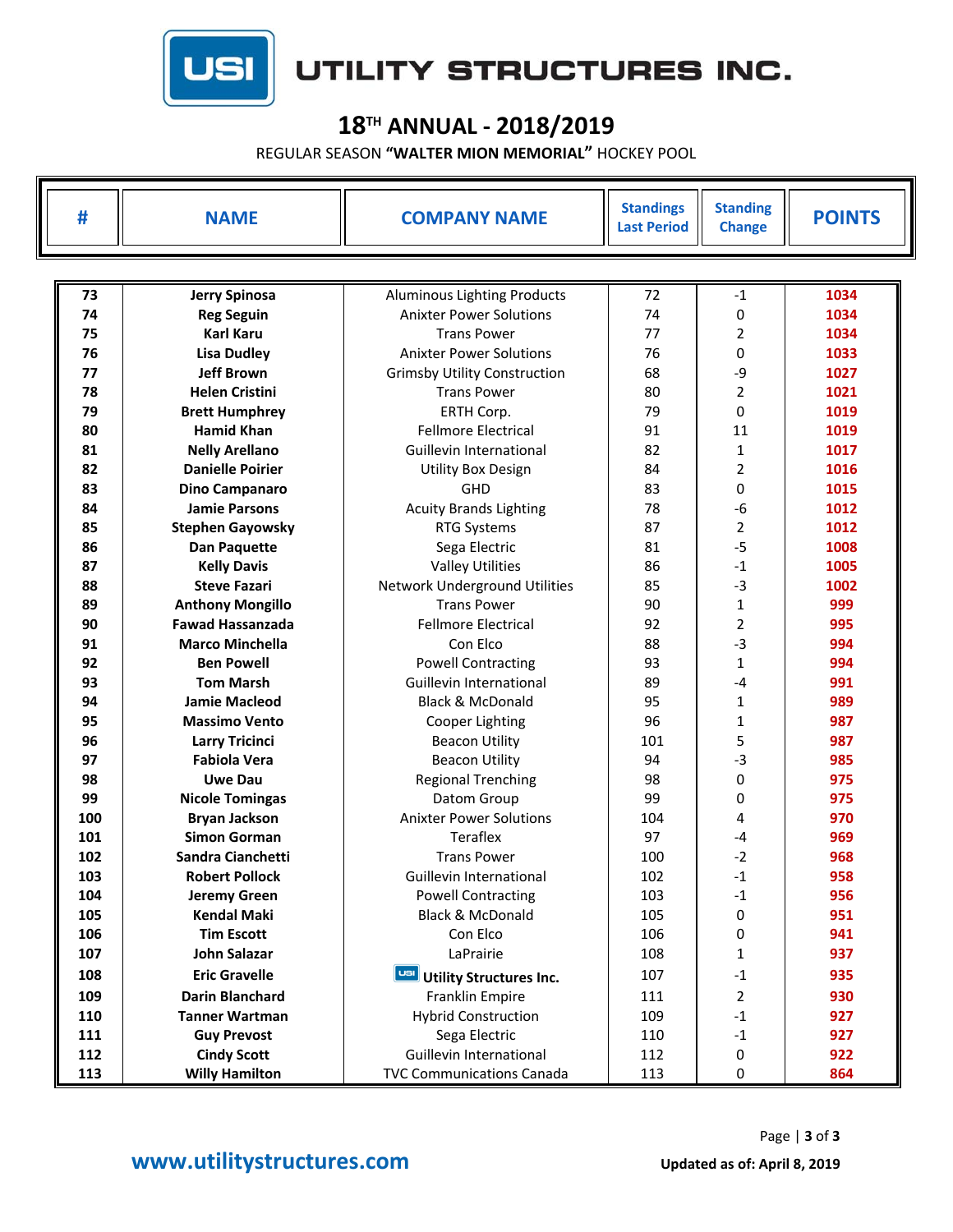# UTILITY STRUCTURES INC.

## 18TH ANNUAL - 2018/2019

REGULAR SEASON **"WALTER MION MEMORIAL"** HOCKEY POOL

| # | NAME | COMPANY NAME | Standings Last Period | Standing Change | POINTS |
|---|---|---|---|---|---|
| 73 | Jerry Spinosa | Aluminous Lighting Products | 72 | -1 | 1034 |
| 74 | Reg Seguin | Anixter Power Solutions | 74 | 0 | 1034 |
| 75 | Karl Karu | Trans Power | 77 | 2 | 1034 |
| 76 | Lisa Dudley | Anixter Power Solutions | 76 | 0 | 1033 |
| 77 | Jeff Brown | Grimsby Utility Construction | 68 | -9 | 1027 |
| 78 | Helen Cristini | Trans Power | 80 | 2 | 1021 |
| 79 | Brett Humphrey | ERTH Corp. | 79 | 0 | 1019 |
| 80 | Hamid Khan | Fellmore Electrical | 91 | 11 | 1019 |
| 81 | Nelly Arellano | Guillevin International | 82 | 1 | 1017 |
| 82 | Danielle Poirier | Utility Box Design | 84 | 2 | 1016 |
| 83 | Dino Campanaro | GHD | 83 | 0 | 1015 |
| 84 | Jamie Parsons | Acuity Brands Lighting | 78 | -6 | 1012 |
| 85 | Stephen Gayowsky | RTG Systems | 87 | 2 | 1012 |
| 86 | Dan Paquette | Sega Electric | 81 | -5 | 1008 |
| 87 | Kelly Davis | Valley Utilities | 86 | -1 | 1005 |
| 88 | Steve Fazari | Network Underground Utilities | 85 | -3 | 1002 |
| 89 | Anthony Mongillo | Trans Power | 90 | 1 | 999 |
| 90 | Fawad Hassanzada | Fellmore Electrical | 92 | 2 | 995 |
| 91 | Marco Minchella | Con Elco | 88 | -3 | 994 |
| 92 | Ben Powell | Powell Contracting | 93 | 1 | 994 |
| 93 | Tom Marsh | Guillevin International | 89 | -4 | 991 |
| 94 | Jamie Macleod | Black & McDonald | 95 | 1 | 989 |
| 95 | Massimo Vento | Cooper Lighting | 96 | 1 | 987 |
| 96 | Larry Tricinci | Beacon Utility | 101 | 5 | 987 |
| 97 | Fabiola Vera | Beacon Utility | 94 | -3 | 985 |
| 98 | Uwe Dau | Regional Trenching | 98 | 0 | 975 |
| 99 | Nicole Tomingas | Datom Group | 99 | 0 | 975 |
| 100 | Bryan Jackson | Anixter Power Solutions | 104 | 4 | 970 |
| 101 | Simon Gorman | Teraflex | 97 | -4 | 969 |
| 102 | Sandra Cianchetti | Trans Power | 100 | -2 | 968 |
| 103 | Robert Pollock | Guillevin International | 102 | -1 | 958 |
| 104 | Jeremy Green | Powell Contracting | 103 | -1 | 956 |
| 105 | Kendal Maki | Black & McDonald | 105 | 0 | 951 |
| 106 | Tim Escott | Con Elco | 106 | 0 | 941 |
| 107 | John Salazar | LaPrairie | 108 | 1 | 937 |
| 108 | Eric Gravelle | **Utility Structures Inc.** | 107 | -1 | 935 |
| 109 | Darin Blanchard | Franklin Empire | 111 | 2 | 930 |
| 110 | Tanner Wartman | Hybrid Construction | 109 | -1 | 927 |
| 111 | Guy Prevost | Sega Electric | 110 | -1 | 927 |
| 112 | Cindy Scott | Guillevin International | 112 | 0 | 922 |
| 113 | Willy Hamilton | TVC Communications Canada | 113 | 0 | 864 |

www.utilitystructures.com

**Updated as of: April 8, 2019**